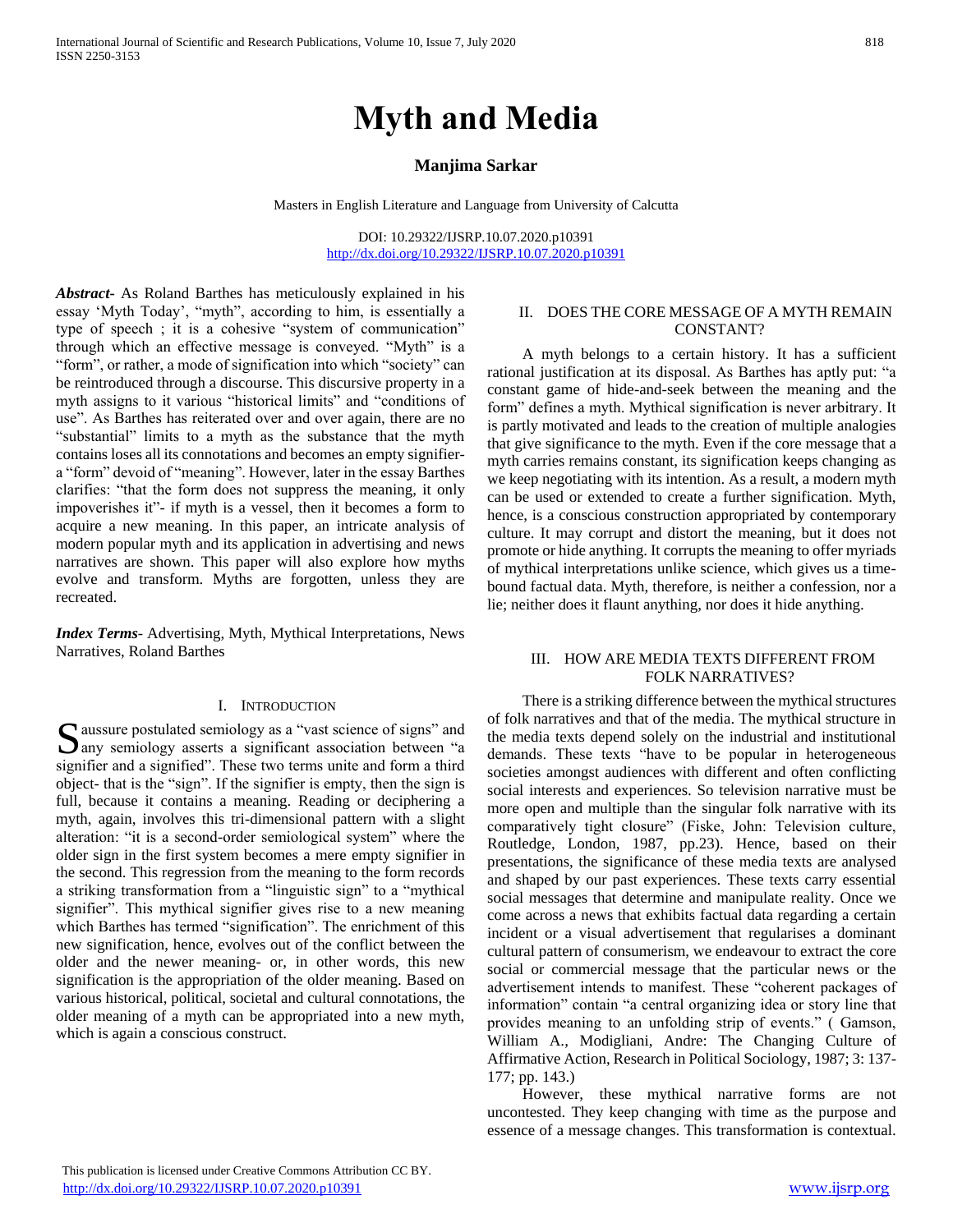# Myth and Media

**Manjima Sarkar**

Masters in English Literature and Language from University of Calcutta

DOI: 10.29322/IJSRP.10.07.2020.p10391
http://dx.doi.org/10.29322/IJSRP.10.07.2020.p10391

***Abstract***- As Roland Barthes has meticulously explained in his essay 'Myth Today', "myth", according to him, is essentially a type of speech ; it is a cohesive "system of communication" through which an effective message is conveyed. "Myth" is a "form", or rather, a mode of signification into which "society" can be reintroduced through a discourse. This discursive property in a myth assigns to it various "historical limits" and "conditions of use". As Barthes has reiterated over and over again, there are no "substantial" limits to a myth as the substance that the myth contains loses all its connotations and becomes an empty signifier- a "form" devoid of "meaning". However, later in the essay Barthes clarifies: "that the form does not suppress the meaning, it only impoverishes it"- if myth is a vessel, then it becomes a form to acquire a new meaning. In this paper, an intricate analysis of modern popular myth and its application in advertising and news narratives are shown. This paper will also explore how myths evolve and transform. Myths are forgotten, unless they are recreated.

***Index Terms***- Advertising, Myth, Mythical Interpretations, News Narratives, Roland Barthes

## I. Introduction

Saussure postulated semiology as a "vast science of signs" and any semiology asserts a significant association between "a signifier and a signified". These two terms unite and form a third object- that is the "sign". If the signifier is empty, then the sign is full, because it contains a meaning. Reading or deciphering a myth, again, involves this tri-dimensional pattern with a slight alteration: "it is a second-order semiological system" where the older sign in the first system becomes a mere empty signifier in the second. This regression from the meaning to the form records a striking transformation from a "linguistic sign" to a "mythical signifier". This mythical signifier gives rise to a new meaning which Barthes has termed "signification". The enrichment of this new signification, hence, evolves out of the conflict between the older and the newer meaning- or, in other words, this new signification is the appropriation of the older meaning. Based on various historical, political, societal and cultural connotations, the older meaning of a myth can be appropriated into a new myth, which is again a conscious construct.

## II. Does the Core Message of a Myth Remain Constant?

A myth belongs to a certain history. It has a sufficient rational justification at its disposal. As Barthes has aptly put: "a constant game of hide-and-seek between the meaning and the form" defines a myth. Mythical signification is never arbitrary. It is partly motivated and leads to the creation of multiple analogies that give significance to the myth. Even if the core message that a myth carries remains constant, its signification keeps changing as we keep negotiating with its intention. As a result, a modern myth can be used or extended to create a further signification. Myth, hence, is a conscious construction appropriated by contemporary culture. It may corrupt and distort the meaning, but it does not promote or hide anything. It corrupts the meaning to offer myriads of mythical interpretations unlike science, which gives us a time-bound factual data. Myth, therefore, is neither a confession, nor a lie; neither does it flaunt anything, nor does it hide anything.

## III. How Are Media Texts Different From Folk Narratives?

There is a striking difference between the mythical structures of folk narratives and that of the media. The mythical structure in the media texts depend solely on the industrial and institutional demands. These texts "have to be popular in heterogeneous societies amongst audiences with different and often conflicting social interests and experiences. So television narrative must be more open and multiple than the singular folk narrative with its comparatively tight closure" (Fiske, John: Television culture, Routledge, London, 1987, pp.23). Hence, based on their presentations, the significance of these media texts are analysed and shaped by our past experiences. These texts carry essential social messages that determine and manipulate reality. Once we come across a news that exhibits factual data regarding a certain incident or a visual advertisement that regularises a dominant cultural pattern of consumerism, we endeavour to extract the core social or commercial message that the particular news or the advertisement intends to manifest. These "coherent packages of information" contain "a central organizing idea or story line that provides meaning to an unfolding strip of events." ( Gamson, William A., Modigliani, Andre: The Changing Culture of Affirmative Action, Research in Political Sociology, 1987; 3: 137-177; pp. 143.)

However, these mythical narrative forms are not uncontested. They keep changing with time as the purpose and essence of a message changes. This transformation is contextual.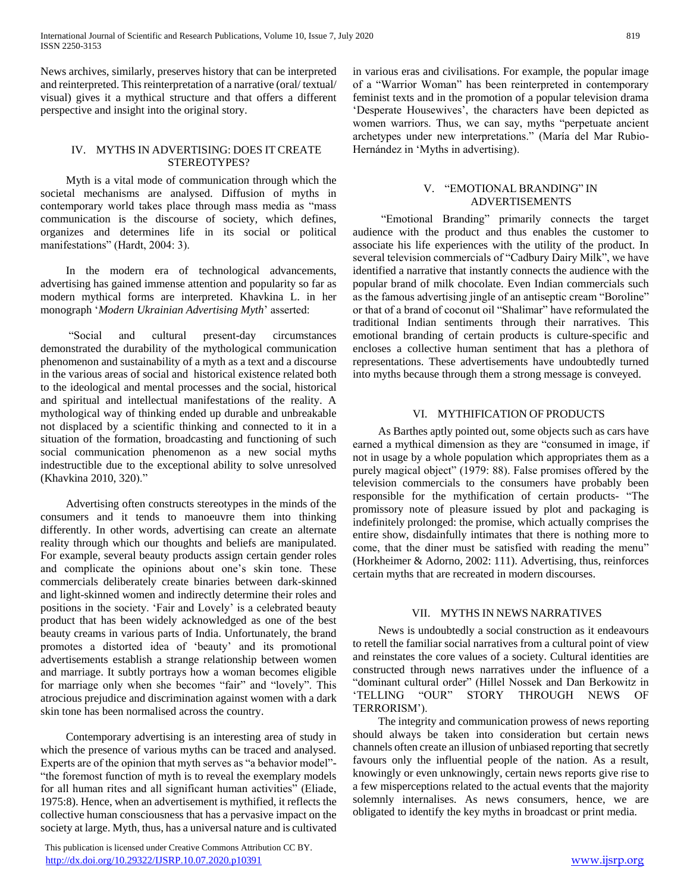News archives, similarly, preserves history that can be interpreted and reinterpreted. This reinterpretation of a narrative (oral/ textual/ visual) gives it a mythical structure and that offers a different perspective and insight into the original story.

## IV. MYTHS IN ADVERTISING: DOES IT CREATE STEREOTYPES?

Myth is a vital mode of communication through which the societal mechanisms are analysed. Diffusion of myths in contemporary world takes place through mass media as "mass communication is the discourse of society, which defines, organizes and determines life in its social or political manifestations" (Hardt, 2004: 3).

In the modern era of technological advancements, advertising has gained immense attention and popularity so far as modern mythical forms are interpreted. Khavkina L. in her monograph '*Modern Ukrainian Advertising Myth*' asserted:

"Social and cultural present-day circumstances demonstrated the durability of the mythological communication phenomenon and sustainability of a myth as a text and a discourse in the various areas of social and historical existence related both to the ideological and mental processes and the social, historical and spiritual and intellectual manifestations of the reality. A mythological way of thinking ended up durable and unbreakable not displaced by a scientific thinking and connected to it in a situation of the formation, broadcasting and functioning of such social communication phenomenon as a new social myths indestructible due to the exceptional ability to solve unresolved (Khavkina 2010, 320)."

Advertising often constructs stereotypes in the minds of the consumers and it tends to manoeuvre them into thinking differently. In other words, advertising can create an alternate reality through which our thoughts and beliefs are manipulated. For example, several beauty products assign certain gender roles and complicate the opinions about one's skin tone. These commercials deliberately create binaries between dark-skinned and light-skinned women and indirectly determine their roles and positions in the society. 'Fair and Lovely' is a celebrated beauty product that has been widely acknowledged as one of the best beauty creams in various parts of India. Unfortunately, the brand promotes a distorted idea of 'beauty' and its promotional advertisements establish a strange relationship between women and marriage. It subtly portrays how a woman becomes eligible for marriage only when she becomes "fair" and "lovely". This atrocious prejudice and discrimination against women with a dark skin tone has been normalised across the country.

Contemporary advertising is an interesting area of study in which the presence of various myths can be traced and analysed. Experts are of the opinion that myth serves as "a behavior model"- "the foremost function of myth is to reveal the exemplary models for all human rites and all significant human activities" (Eliade, 1975:8). Hence, when an advertisement is mythified, it reflects the collective human consciousness that has a pervasive impact on the society at large. Myth, thus, has a universal nature and is cultivated in various eras and civilisations. For example, the popular image of a "Warrior Woman" has been reinterpreted in contemporary feminist texts and in the promotion of a popular television drama 'Desperate Housewives', the characters have been depicted as women warriors. Thus, we can say, myths "perpetuate ancient archetypes under new interpretations." (María del Mar Rubio-Hernández in 'Myths in advertising).

## V. "EMOTIONAL BRANDING" IN ADVERTISEMENTS

"Emotional Branding" primarily connects the target audience with the product and thus enables the customer to associate his life experiences with the utility of the product. In several television commercials of "Cadbury Dairy Milk", we have identified a narrative that instantly connects the audience with the popular brand of milk chocolate. Even Indian commercials such as the famous advertising jingle of an antiseptic cream "Boroline" or that of a brand of coconut oil "Shalimar" have reformulated the traditional Indian sentiments through their narratives. This emotional branding of certain products is culture-specific and encloses a collective human sentiment that has a plethora of representations. These advertisements have undoubtedly turned into myths because through them a strong message is conveyed.

## VI. MYTHIFICATION OF PRODUCTS

As Barthes aptly pointed out, some objects such as cars have earned a mythical dimension as they are "consumed in image, if not in usage by a whole population which appropriates them as a purely magical object" (1979: 88). False promises offered by the television commercials to the consumers have probably been responsible for the mythification of certain products- "The promissory note of pleasure issued by plot and packaging is indefinitely prolonged: the promise, which actually comprises the entire show, disdainfully intimates that there is nothing more to come, that the diner must be satisfied with reading the menu" (Horkheimer & Adorno, 2002: 111). Advertising, thus, reinforces certain myths that are recreated in modern discourses.

## VII. MYTHS IN NEWS NARRATIVES

News is undoubtedly a social construction as it endeavours to retell the familiar social narratives from a cultural point of view and reinstates the core values of a society. Cultural identities are constructed through news narratives under the influence of a "dominant cultural order" (Hillel Nossek and Dan Berkowitz in 'TELLING "OUR" STORY THROUGH NEWS OF TERRORISM').

The integrity and communication prowess of news reporting should always be taken into consideration but certain news channels often create an illusion of unbiased reporting that secretly favours only the influential people of the nation. As a result, knowingly or even unknowingly, certain news reports give rise to a few misperceptions related to the actual events that the majority solemnly internalises. As news consumers, hence, we are obligated to identify the key myths in broadcast or print media.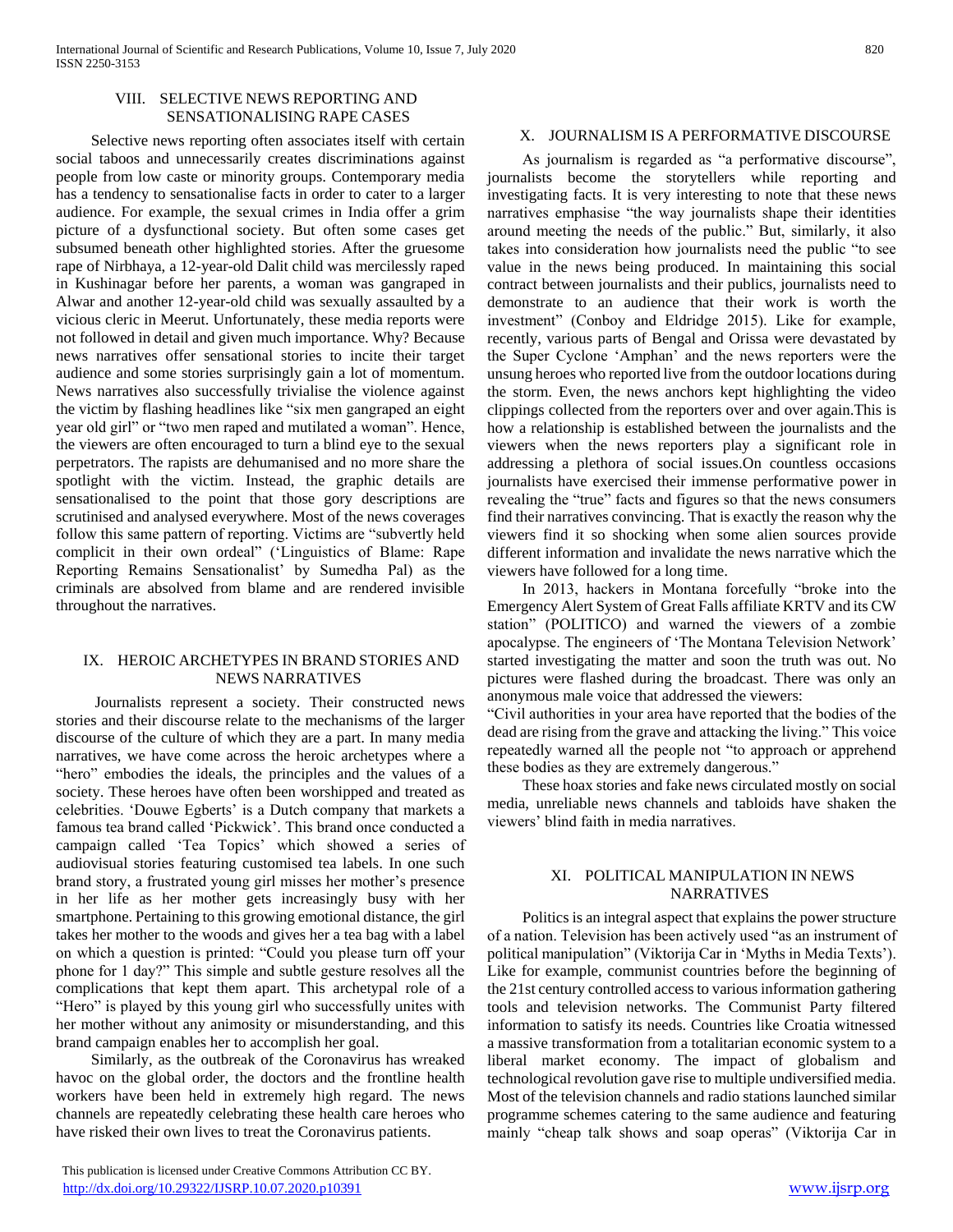## VIII. SELECTIVE NEWS REPORTING AND SENSATIONALISING RAPE CASES

Selective news reporting often associates itself with certain social taboos and unnecessarily creates discriminations against people from low caste or minority groups. Contemporary media has a tendency to sensationalise facts in order to cater to a larger audience. For example, the sexual crimes in India offer a grim picture of a dysfunctional society. But often some cases get subsumed beneath other highlighted stories. After the gruesome rape of Nirbhaya, a 12-year-old Dalit child was mercilessly raped in Kushinagar before her parents, a woman was gangraped in Alwar and another 12-year-old child was sexually assaulted by a vicious cleric in Meerut. Unfortunately, these media reports were not followed in detail and given much importance. Why? Because news narratives offer sensational stories to incite their target audience and some stories surprisingly gain a lot of momentum. News narratives also successfully trivialise the violence against the victim by flashing headlines like "six men gangraped an eight year old girl" or "two men raped and mutilated a woman". Hence, the viewers are often encouraged to turn a blind eye to the sexual perpetrators. The rapists are dehumanised and no more share the spotlight with the victim. Instead, the graphic details are sensationalised to the point that those gory descriptions are scrutinised and analysed everywhere. Most of the news coverages follow this same pattern of reporting. Victims are "subvertly held complicit in their own ordeal" ('Linguistics of Blame: Rape Reporting Remains Sensationalist' by Sumedha Pal) as the criminals are absolved from blame and are rendered invisible throughout the narratives.

## IX. HEROIC ARCHETYPES IN BRAND STORIES AND NEWS NARRATIVES

Journalists represent a society. Their constructed news stories and their discourse relate to the mechanisms of the larger discourse of the culture of which they are a part. In many media narratives, we have come across the heroic archetypes where a "hero" embodies the ideals, the principles and the values of a society. These heroes have often been worshipped and treated as celebrities. 'Douwe Egberts' is a Dutch company that markets a famous tea brand called 'Pickwick'. This brand once conducted a campaign called 'Tea Topics' which showed a series of audiovisual stories featuring customised tea labels. In one such brand story, a frustrated young girl misses her mother's presence in her life as her mother gets increasingly busy with her smartphone. Pertaining to this growing emotional distance, the girl takes her mother to the woods and gives her a tea bag with a label on which a question is printed: "Could you please turn off your phone for 1 day?" This simple and subtle gesture resolves all the complications that kept them apart. This archetypal role of a "Hero" is played by this young girl who successfully unites with her mother without any animosity or misunderstanding, and this brand campaign enables her to accomplish her goal.

Similarly, as the outbreak of the Coronavirus has wreaked havoc on the global order, the doctors and the frontline health workers have been held in extremely high regard. The news channels are repeatedly celebrating these health care heroes who have risked their own lives to treat the Coronavirus patients.

## X. JOURNALISM IS A PERFORMATIVE DISCOURSE

As journalism is regarded as "a performative discourse", journalists become the storytellers while reporting and investigating facts. It is very interesting to note that these news narratives emphasise "the way journalists shape their identities around meeting the needs of the public." But, similarly, it also takes into consideration how journalists need the public "to see value in the news being produced. In maintaining this social contract between journalists and their publics, journalists need to demonstrate to an audience that their work is worth the investment" (Conboy and Eldridge 2015). Like for example, recently, various parts of Bengal and Orissa were devastated by the Super Cyclone 'Amphan' and the news reporters were the unsung heroes who reported live from the outdoor locations during the storm. Even, the news anchors kept highlighting the video clippings collected from the reporters over and over again.This is how a relationship is established between the journalists and the viewers when the news reporters play a significant role in addressing a plethora of social issues.On countless occasions journalists have exercised their immense performative power in revealing the "true" facts and figures so that the news consumers find their narratives convincing. That is exactly the reason why the viewers find it so shocking when some alien sources provide different information and invalidate the news narrative which the viewers have followed for a long time.

In 2013, hackers in Montana forcefully "broke into the Emergency Alert System of Great Falls affiliate KRTV and its CW station" (POLITICO) and warned the viewers of a zombie apocalypse. The engineers of 'The Montana Television Network' started investigating the matter and soon the truth was out. No pictures were flashed during the broadcast. There was only an anonymous male voice that addressed the viewers:

"Civil authorities in your area have reported that the bodies of the dead are rising from the grave and attacking the living." This voice repeatedly warned all the people not "to approach or apprehend these bodies as they are extremely dangerous."

These hoax stories and fake news circulated mostly on social media, unreliable news channels and tabloids have shaken the viewers' blind faith in media narratives.

## XI. POLITICAL MANIPULATION IN NEWS NARRATIVES

Politics is an integral aspect that explains the power structure of a nation. Television has been actively used "as an instrument of political manipulation" (Viktorija Car in 'Myths in Media Texts'). Like for example, communist countries before the beginning of the 21st century controlled access to various information gathering tools and television networks. The Communist Party filtered information to satisfy its needs. Countries like Croatia witnessed a massive transformation from a totalitarian economic system to a liberal market economy. The impact of globalism and technological revolution gave rise to multiple undiversified media. Most of the television channels and radio stations launched similar programme schemes catering to the same audience and featuring mainly "cheap talk shows and soap operas" (Viktorija Car in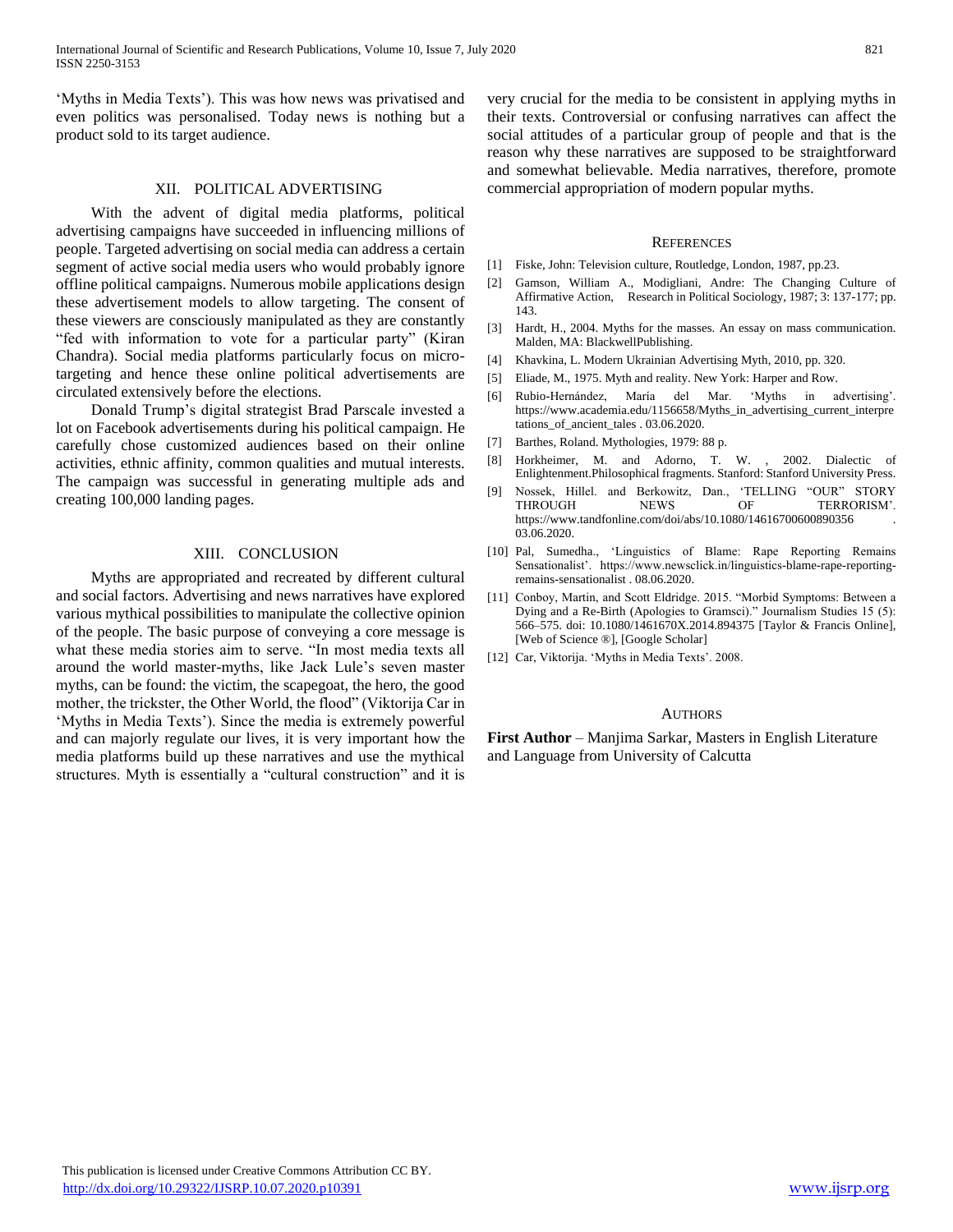'Myths in Media Texts'). This was how news was privatised and even politics was personalised. Today news is nothing but a product sold to its target audience.

## XII. Political Advertising

With the advent of digital media platforms, political advertising campaigns have succeeded in influencing millions of people. Targeted advertising on social media can address a certain segment of active social media users who would probably ignore offline political campaigns. Numerous mobile applications design these advertisement models to allow targeting. The consent of these viewers are consciously manipulated as they are constantly "fed with information to vote for a particular party" (Kiran Chandra). Social media platforms particularly focus on micro-targeting and hence these online political advertisements are circulated extensively before the elections.

Donald Trump's digital strategist Brad Parscale invested a lot on Facebook advertisements during his political campaign. He carefully chose customized audiences based on their online activities, ethnic affinity, common qualities and mutual interests. The campaign was successful in generating multiple ads and creating 100,000 landing pages.

## XIII. Conclusion

Myths are appropriated and recreated by different cultural and social factors. Advertising and news narratives have explored various mythical possibilities to manipulate the collective opinion of the people. The basic purpose of conveying a core message is what these media stories aim to serve. "In most media texts all around the world master-myths, like Jack Lule's seven master myths, can be found: the victim, the scapegoat, the hero, the good mother, the trickster, the Other World, the flood" (Viktorija Car in 'Myths in Media Texts'). Since the media is extremely powerful and can majorly regulate our lives, it is very important how the media platforms build up these narratives and use the mythical structures. Myth is essentially a "cultural construction" and it is very crucial for the media to be consistent in applying myths in their texts. Controversial or confusing narratives can affect the social attitudes of a particular group of people and that is the reason why these narratives are supposed to be straightforward and somewhat believable. Media narratives, therefore, promote commercial appropriation of modern popular myths.

## References

[1] Fiske, John: Television culture, Routledge, London, 1987, pp.23.

[2] Gamson, William A., Modigliani, Andre: The Changing Culture of Affirmative Action, Research in Political Sociology, 1987; 3: 137-177; pp. 143.

[3] Hardt, H., 2004. Myths for the masses. An essay on mass communication. Malden, MA: BlackwellPublishing.

[4] Khavkina, L. Modern Ukrainian Advertising Myth, 2010, pp. 320.

[5] Eliade, M., 1975. Myth and reality. New York: Harper and Row.

[6] Rubio-Hernández, María del Mar. 'Myths in advertising'. https://www.academia.edu/1156658/Myths_in_advertising_current_interpretations_of_ancient_tales . 03.06.2020.

[7] Barthes, Roland. Mythologies, 1979: 88 p.

[8] Horkheimer, M. and Adorno, T. W. , 2002. Dialectic of Enlightenment.Philosophical fragments. Stanford: Stanford University Press.

[9] Nossek, Hillel. and Berkowitz, Dan., 'TELLING "OUR" STORY THROUGH NEWS OF TERRORISM'. https://www.tandfonline.com/doi/abs/10.1080/14616700600890356 . 03.06.2020.

[10] Pal, Sumedha., 'Linguistics of Blame: Rape Reporting Remains Sensationalist'. https://www.newsclick.in/linguistics-blame-rape-reporting-remains-sensationalist . 08.06.2020.

[11] Conboy, Martin, and Scott Eldridge. 2015. "Morbid Symptoms: Between a Dying and a Re-Birth (Apologies to Gramsci)." Journalism Studies 15 (5): 566–575. doi: 10.1080/1461670X.2014.894375 [Taylor & Francis Online], [Web of Science ®], [Google Scholar]

[12] Car, Viktorija. 'Myths in Media Texts'. 2008.

## Authors

**First Author** – Manjima Sarkar, Masters in English Literature and Language from University of Calcutta